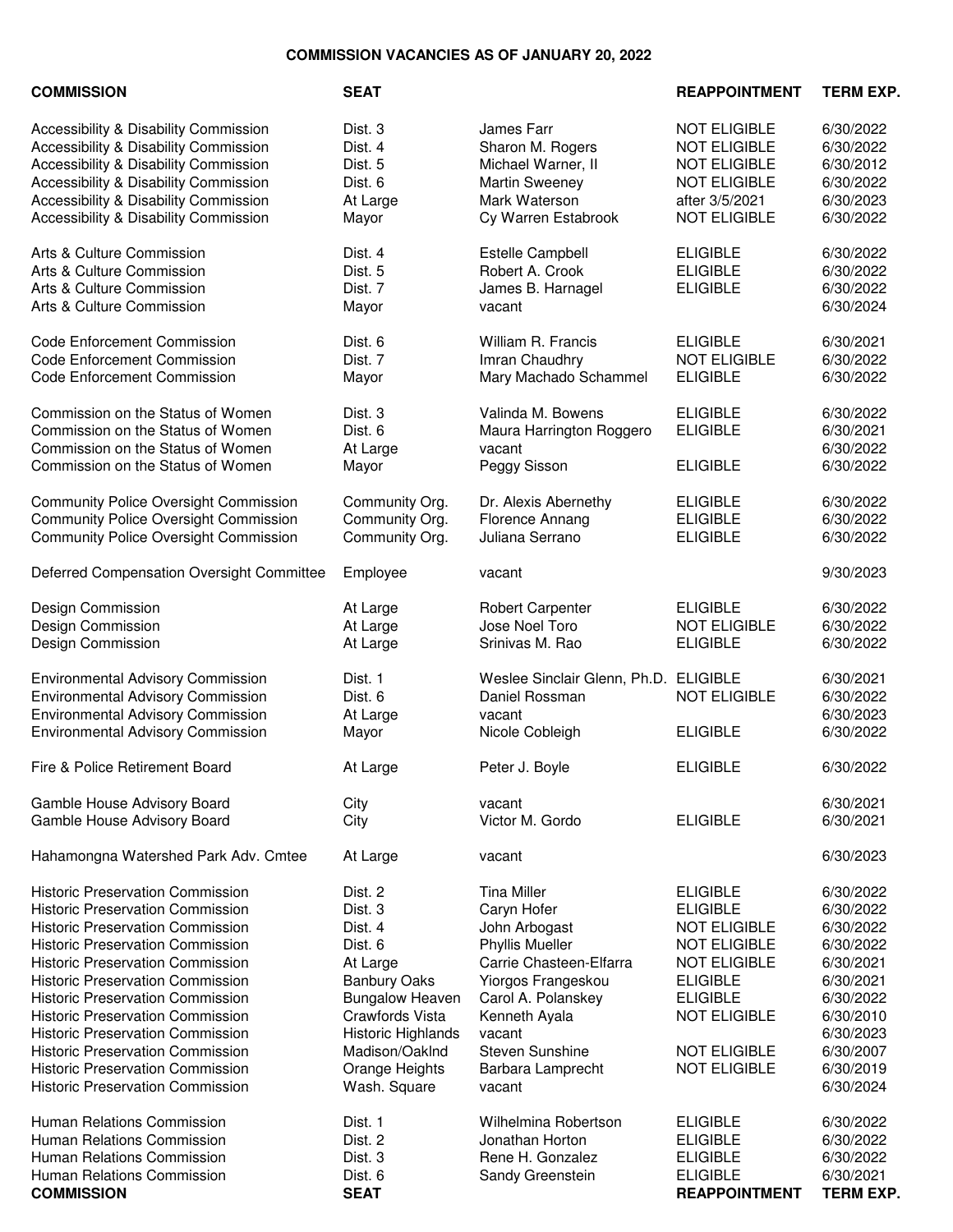# COMMISSION VACANCIES AS OF JANUARY 20, 2022

| COMMISSION | SEAT | | REAPPOINTMENT | TERM EXP. |
|---|---|---|---|---|
| Accessibility & Disability Commission | Dist. 3 | James Farr | NOT ELIGIBLE | 6/30/2022 |
| Accessibility & Disability Commission | Dist. 4 | Sharon M. Rogers | NOT ELIGIBLE | 6/30/2022 |
| Accessibility & Disability Commission | Dist. 5 | Michael Warner, II | NOT ELIGIBLE | 6/30/2012 |
| Accessibility & Disability Commission | Dist. 6 | Martin Sweeney | NOT ELIGIBLE | 6/30/2022 |
| Accessibility & Disability Commission | At Large | Mark Waterson | after 3/5/2021 | 6/30/2023 |
| Accessibility & Disability Commission | Mayor | Cy Warren Estabrook | NOT ELIGIBLE | 6/30/2022 |
| Arts & Culture Commission | Dist. 4 | Estelle Campbell | ELIGIBLE | 6/30/2022 |
| Arts & Culture Commission | Dist. 5 | Robert A. Crook | ELIGIBLE | 6/30/2022 |
| Arts & Culture Commission | Dist. 7 | James B. Harnagel | ELIGIBLE | 6/30/2022 |
| Arts & Culture Commission | Mayor | vacant | | 6/30/2024 |
| Code Enforcement Commission | Dist. 6 | William R. Francis | ELIGIBLE | 6/30/2021 |
| Code Enforcement Commission | Dist. 7 | Imran Chaudhry | NOT ELIGIBLE | 6/30/2022 |
| Code Enforcement Commission | Mayor | Mary Machado Schammel | ELIGIBLE | 6/30/2022 |
| Commission on the Status of Women | Dist. 3 | Valinda M. Bowens | ELIGIBLE | 6/30/2022 |
| Commission on the Status of Women | Dist. 6 | Maura Harrington Roggero | ELIGIBLE | 6/30/2021 |
| Commission on the Status of Women | At Large | vacant | | 6/30/2022 |
| Commission on the Status of Women | Mayor | Peggy Sisson | ELIGIBLE | 6/30/2022 |
| Community Police Oversight Commission | Community Org. | Dr. Alexis Abernethy | ELIGIBLE | 6/30/2022 |
| Community Police Oversight Commission | Community Org. | Florence Annang | ELIGIBLE | 6/30/2022 |
| Community Police Oversight Commission | Community Org. | Juliana Serrano | ELIGIBLE | 6/30/2022 |
| Deferred Compensation Oversight Committee | Employee | vacant | | 9/30/2023 |
| Design Commission | At Large | Robert Carpenter | ELIGIBLE | 6/30/2022 |
| Design Commission | At Large | Jose Noel Toro | NOT ELIGIBLE | 6/30/2022 |
| Design Commission | At Large | Srinivas M. Rao | ELIGIBLE | 6/30/2022 |
| Environmental Advisory Commission | Dist. 1 | Weslee Sinclair Glenn, Ph.D. | ELIGIBLE | 6/30/2021 |
| Environmental Advisory Commission | Dist. 6 | Daniel Rossman | NOT ELIGIBLE | 6/30/2022 |
| Environmental Advisory Commission | At Large | vacant | | 6/30/2023 |
| Environmental Advisory Commission | Mayor | Nicole Cobleigh | ELIGIBLE | 6/30/2022 |
| Fire & Police Retirement Board | At Large | Peter J. Boyle | ELIGIBLE | 6/30/2022 |
| Gamble House Advisory Board | City | vacant | | 6/30/2021 |
| Gamble House Advisory Board | City | Victor M. Gordo | ELIGIBLE | 6/30/2021 |
| Hahamongna Watershed Park Adv. Cmtee | At Large | vacant | | 6/30/2023 |
| Historic Preservation Commission | Dist. 2 | Tina Miller | ELIGIBLE | 6/30/2022 |
| Historic Preservation Commission | Dist. 3 | Caryn Hofer | ELIGIBLE | 6/30/2022 |
| Historic Preservation Commission | Dist. 4 | John Arbogast | NOT ELIGIBLE | 6/30/2022 |
| Historic Preservation Commission | Dist. 6 | Phyllis Mueller | NOT ELIGIBLE | 6/30/2022 |
| Historic Preservation Commission | At Large | Carrie Chasteen-Elfarra | NOT ELIGIBLE | 6/30/2021 |
| Historic Preservation Commission | Banbury Oaks | Yiorgos Frangeskou | ELIGIBLE | 6/30/2021 |
| Historic Preservation Commission | Bungalow Heaven | Carol A. Polanskey | ELIGIBLE | 6/30/2022 |
| Historic Preservation Commission | Crawfords Vista | Kenneth Ayala | NOT ELIGIBLE | 6/30/2010 |
| Historic Preservation Commission | Historic Highlands | vacant | | 6/30/2023 |
| Historic Preservation Commission | Madison/Oaklnd | Steven Sunshine | NOT ELIGIBLE | 6/30/2007 |
| Historic Preservation Commission | Orange Heights | Barbara Lamprecht | NOT ELIGIBLE | 6/30/2019 |
| Historic Preservation Commission | Wash. Square | vacant | | 6/30/2024 |
| Human Relations Commission | Dist. 1 | Wilhelmina Robertson | ELIGIBLE | 6/30/2022 |
| Human Relations Commission | Dist. 2 | Jonathan Horton | ELIGIBLE | 6/30/2022 |
| Human Relations Commission | Dist. 3 | Rene H. Gonzalez | ELIGIBLE | 6/30/2022 |
| Human Relations Commission | Dist. 6 | Sandy Greenstein | ELIGIBLE | 6/30/2021 |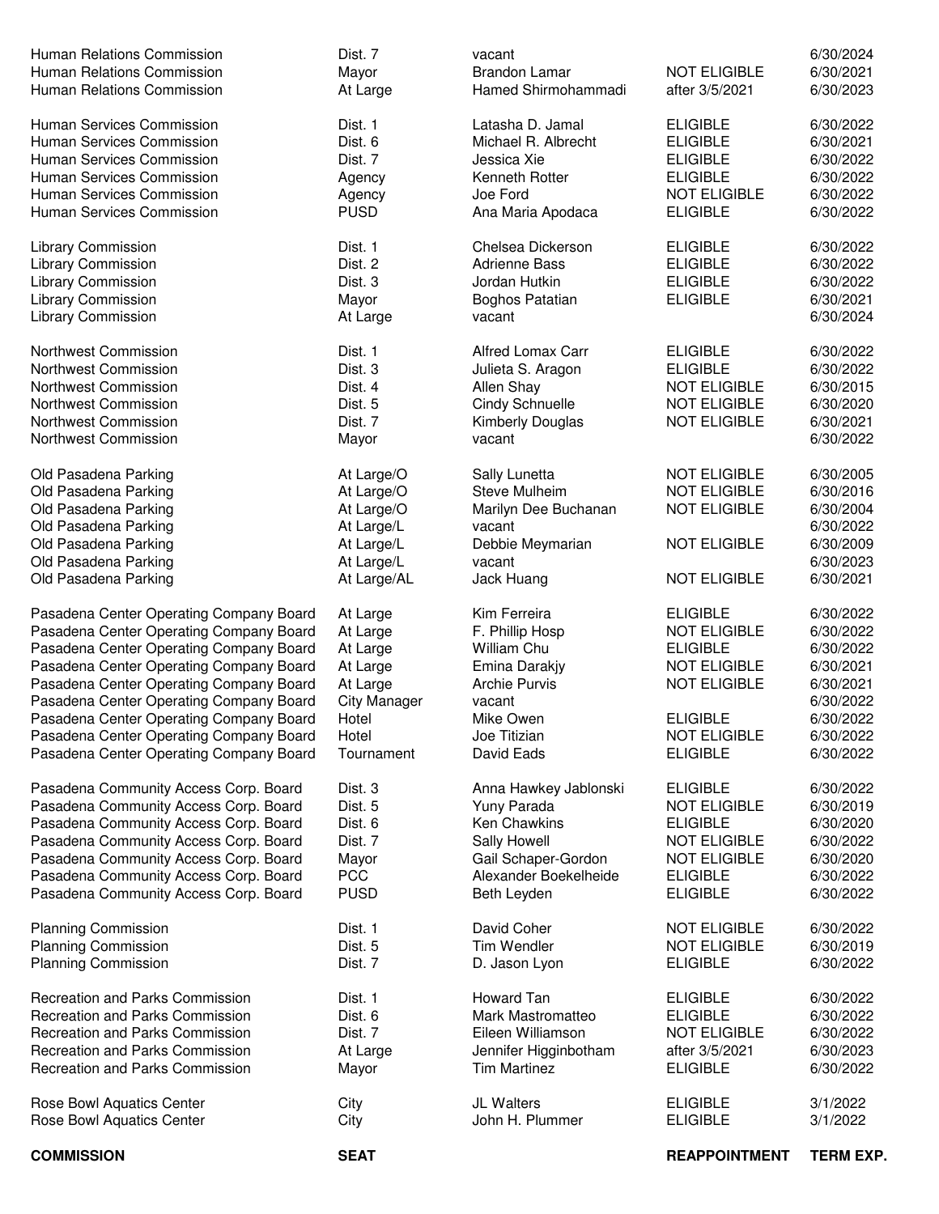| COMMISSION | SEAT | | REAPPOINTMENT | TERM EXP. |
|---|---|---|---|---|
| Human Relations Commission | Dist. 7 | vacant | | 6/30/2024 |
| Human Relations Commission | Mayor | Brandon Lamar | NOT ELIGIBLE | 6/30/2021 |
| Human Relations Commission | At Large | Hamed Shirmohammadi | after 3/5/2021 | 6/30/2023 |
| Human Services Commission | Dist. 1 | Latasha D. Jamal | ELIGIBLE | 6/30/2022 |
| Human Services Commission | Dist. 6 | Michael R. Albrecht | ELIGIBLE | 6/30/2021 |
| Human Services Commission | Dist. 7 | Jessica Xie | ELIGIBLE | 6/30/2022 |
| Human Services Commission | Agency | Kenneth Rotter | ELIGIBLE | 6/30/2022 |
| Human Services Commission | Agency | Joe Ford | NOT ELIGIBLE | 6/30/2022 |
| Human Services Commission | PUSD | Ana Maria Apodaca | ELIGIBLE | 6/30/2022 |
| Library Commission | Dist. 1 | Chelsea Dickerson | ELIGIBLE | 6/30/2022 |
| Library Commission | Dist. 2 | Adrienne Bass | ELIGIBLE | 6/30/2022 |
| Library Commission | Dist. 3 | Jordan Hutkin | ELIGIBLE | 6/30/2022 |
| Library Commission | Mayor | Boghos Patatian | ELIGIBLE | 6/30/2021 |
| Library Commission | At Large | vacant | | 6/30/2024 |
| Northwest Commission | Dist. 1 | Alfred Lomax Carr | ELIGIBLE | 6/30/2022 |
| Northwest Commission | Dist. 3 | Julieta S. Aragon | ELIGIBLE | 6/30/2022 |
| Northwest Commission | Dist. 4 | Allen Shay | NOT ELIGIBLE | 6/30/2015 |
| Northwest Commission | Dist. 5 | Cindy Schnuelle | NOT ELIGIBLE | 6/30/2020 |
| Northwest Commission | Dist. 7 | Kimberly Douglas | NOT ELIGIBLE | 6/30/2021 |
| Northwest Commission | Mayor | vacant | | 6/30/2022 |
| Old Pasadena Parking | At Large/O | Sally Lunetta | NOT ELIGIBLE | 6/30/2005 |
| Old Pasadena Parking | At Large/O | Steve Mulheim | NOT ELIGIBLE | 6/30/2016 |
| Old Pasadena Parking | At Large/O | Marilyn Dee Buchanan | NOT ELIGIBLE | 6/30/2004 |
| Old Pasadena Parking | At Large/L | vacant | | 6/30/2022 |
| Old Pasadena Parking | At Large/L | Debbie Meymarian | NOT ELIGIBLE | 6/30/2009 |
| Old Pasadena Parking | At Large/L | vacant | | 6/30/2023 |
| Old Pasadena Parking | At Large/AL | Jack Huang | NOT ELIGIBLE | 6/30/2021 |
| Pasadena Center Operating Company Board | At Large | Kim Ferreira | ELIGIBLE | 6/30/2022 |
| Pasadena Center Operating Company Board | At Large | F. Phillip Hosp | NOT ELIGIBLE | 6/30/2022 |
| Pasadena Center Operating Company Board | At Large | William Chu | ELIGIBLE | 6/30/2022 |
| Pasadena Center Operating Company Board | At Large | Emina Darakjy | NOT ELIGIBLE | 6/30/2021 |
| Pasadena Center Operating Company Board | At Large | Archie Purvis | NOT ELIGIBLE | 6/30/2021 |
| Pasadena Center Operating Company Board | City Manager | vacant | | 6/30/2022 |
| Pasadena Center Operating Company Board | Hotel | Mike Owen | ELIGIBLE | 6/30/2022 |
| Pasadena Center Operating Company Board | Hotel | Joe Titizian | NOT ELIGIBLE | 6/30/2022 |
| Pasadena Center Operating Company Board | Tournament | David Eads | ELIGIBLE | 6/30/2022 |
| Pasadena Community Access Corp. Board | Dist. 3 | Anna Hawkey Jablonski | ELIGIBLE | 6/30/2022 |
| Pasadena Community Access Corp. Board | Dist. 5 | Yuny Parada | NOT ELIGIBLE | 6/30/2019 |
| Pasadena Community Access Corp. Board | Dist. 6 | Ken Chawkins | ELIGIBLE | 6/30/2020 |
| Pasadena Community Access Corp. Board | Dist. 7 | Sally Howell | NOT ELIGIBLE | 6/30/2022 |
| Pasadena Community Access Corp. Board | Mayor | Gail Schaper-Gordon | NOT ELIGIBLE | 6/30/2020 |
| Pasadena Community Access Corp. Board | PCC | Alexander Boekelheide | ELIGIBLE | 6/30/2022 |
| Pasadena Community Access Corp. Board | PUSD | Beth Leyden | ELIGIBLE | 6/30/2022 |
| Planning Commission | Dist. 1 | David Coher | NOT ELIGIBLE | 6/30/2022 |
| Planning Commission | Dist. 5 | Tim Wendler | NOT ELIGIBLE | 6/30/2019 |
| Planning Commission | Dist. 7 | D. Jason Lyon | ELIGIBLE | 6/30/2022 |
| Recreation and Parks Commission | Dist. 1 | Howard Tan | ELIGIBLE | 6/30/2022 |
| Recreation and Parks Commission | Dist. 6 | Mark Mastromatteo | ELIGIBLE | 6/30/2022 |
| Recreation and Parks Commission | Dist. 7 | Eileen Williamson | NOT ELIGIBLE | 6/30/2022 |
| Recreation and Parks Commission | At Large | Jennifer Higginbotham | after 3/5/2021 | 6/30/2023 |
| Recreation and Parks Commission | Mayor | Tim Martinez | ELIGIBLE | 6/30/2022 |
| Rose Bowl Aquatics Center | City | JL Walters | ELIGIBLE | 3/1/2022 |
| Rose Bowl Aquatics Center | City | John H. Plummer | ELIGIBLE | 3/1/2022 |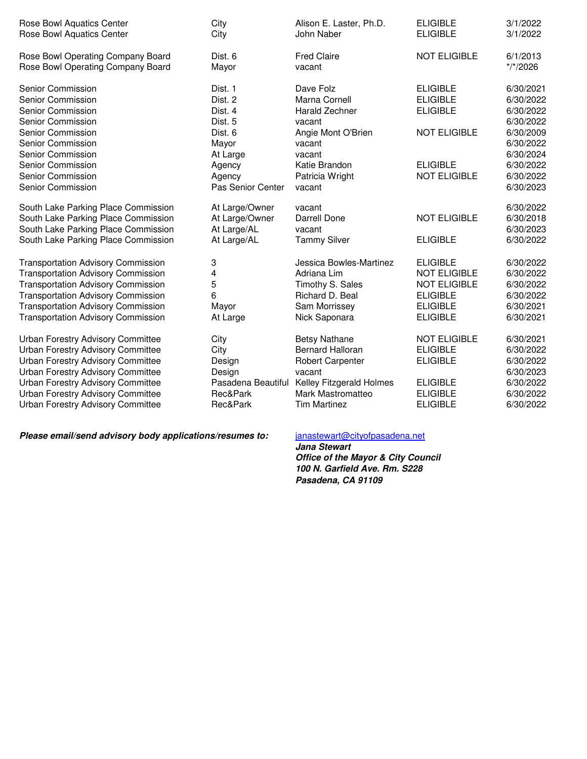| | | | | |
|---|---|---|---|---|
| Rose Bowl Aquatics Center | City | Alison E. Laster, Ph.D. | ELIGIBLE | 3/1/2022 |
| Rose Bowl Aquatics Center | City | John Naber | ELIGIBLE | 3/1/2022 |
| | | | | |
| Rose Bowl Operating Company Board | Dist. 6 | Fred Claire | NOT ELIGIBLE | 6/1/2013 |
| Rose Bowl Operating Company Board | Mayor | vacant | | */*/2026 |
| | | | | |
| Senior Commission | Dist. 1 | Dave Folz | ELIGIBLE | 6/30/2021 |
| Senior Commission | Dist. 2 | Marna Cornell | ELIGIBLE | 6/30/2022 |
| Senior Commission | Dist. 4 | Harald Zechner | ELIGIBLE | 6/30/2022 |
| Senior Commission | Dist. 5 | vacant | | 6/30/2022 |
| Senior Commission | Dist. 6 | Angie Mont O'Brien | NOT ELIGIBLE | 6/30/2009 |
| Senior Commission | Mayor | vacant | | 6/30/2022 |
| Senior Commission | At Large | vacant | | 6/30/2024 |
| Senior Commission | Agency | Katie Brandon | ELIGIBLE | 6/30/2022 |
| Senior Commission | Agency | Patricia Wright | NOT ELIGIBLE | 6/30/2022 |
| Senior Commission | Pas Senior Center | vacant | | 6/30/2023 |
| | | | | |
| South Lake Parking Place Commission | At Large/Owner | vacant | | 6/30/2022 |
| South Lake Parking Place Commission | At Large/Owner | Darrell Done | NOT ELIGIBLE | 6/30/2018 |
| South Lake Parking Place Commission | At Large/AL | vacant | | 6/30/2023 |
| South Lake Parking Place Commission | At Large/AL | Tammy Silver | ELIGIBLE | 6/30/2022 |
| | | | | |
| Transportation Advisory Commission | 3 | Jessica Bowles-Martinez | ELIGIBLE | 6/30/2022 |
| Transportation Advisory Commission | 4 | Adriana Lim | NOT ELIGIBLE | 6/30/2022 |
| Transportation Advisory Commission | 5 | Timothy S. Sales | NOT ELIGIBLE | 6/30/2022 |
| Transportation Advisory Commission | 6 | Richard D. Beal | ELIGIBLE | 6/30/2022 |
| Transportation Advisory Commission | Mayor | Sam Morrissey | ELIGIBLE | 6/30/2021 |
| Transportation Advisory Commission | At Large | Nick Saponara | ELIGIBLE | 6/30/2021 |
| | | | | |
| Urban Forestry Advisory Committee | City | Betsy Nathane | NOT ELIGIBLE | 6/30/2021 |
| Urban Forestry Advisory Committee | City | Bernard Halloran | ELIGIBLE | 6/30/2022 |
| Urban Forestry Advisory Committee | Design | Robert Carpenter | ELIGIBLE | 6/30/2022 |
| Urban Forestry Advisory Committee | Design | vacant | | 6/30/2023 |
| Urban Forestry Advisory Committee | Pasadena Beautiful | Kelley Fitzgerald Holmes | ELIGIBLE | 6/30/2022 |
| Urban Forestry Advisory Committee | Rec&Park | Mark Mastromatteo | ELIGIBLE | 6/30/2022 |
| Urban Forestry Advisory Committee | Rec&Park | Tim Martinez | ELIGIBLE | 6/30/2022 |

***Please email/send advisory body applications/resumes to:***

janastewart@cityofpasadena.net
***Jana Stewart***
***Office of the Mayor & City Council***
***100 N. Garfield Ave. Rm. S228***
***Pasadena, CA 91109***